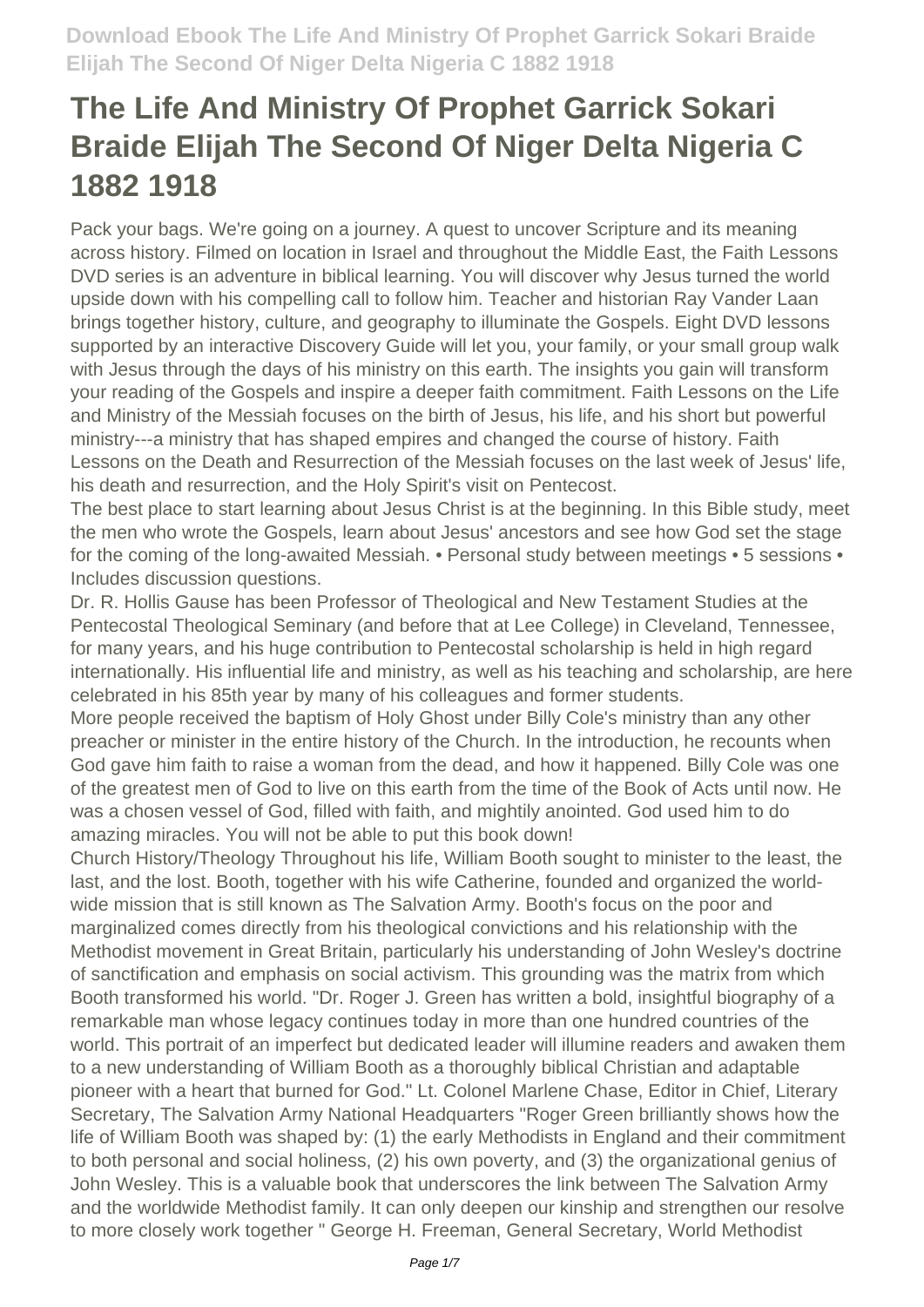# The Life And Ministry Of Prophet Garrick Sokari Braide Elijah The Second Of Niger Delta Nigeria C 1882 1918

Pack your bags. We're going on a journey. A quest to uncover Scripture and its meaning across history. Filmed on location in Israel and throughout the Middle East, the Faith Lessons DVD series is an adventure in biblical learning. You will discover why Jesus turned the world upside down with his compelling call to follow him. Teacher and historian Ray Vander Laan brings together history, culture, and geography to illuminate the Gospels. Eight DVD lessons supported by an interactive Discovery Guide will let you, your family, or your small group walk with Jesus through the days of his ministry on this earth. The insights you gain will transform your reading of the Gospels and inspire a deeper faith commitment. Faith Lessons on the Life and Ministry of the Messiah focuses on the birth of Jesus, his life, and his short but powerful ministry---a ministry that has shaped empires and changed the course of history. Faith Lessons on the Death and Resurrection of the Messiah focuses on the last week of Jesus' life, his death and resurrection, and the Holy Spirit's visit on Pentecost.

The best place to start learning about Jesus Christ is at the beginning. In this Bible study, meet the men who wrote the Gospels, learn about Jesus' ancestors and see how God set the stage for the coming of the long-awaited Messiah. • Personal study between meetings • 5 sessions • Includes discussion questions.

Dr. R. Hollis Gause has been Professor of Theological and New Testament Studies at the Pentecostal Theological Seminary (and before that at Lee College) in Cleveland, Tennessee, for many years, and his huge contribution to Pentecostal scholarship is held in high regard internationally. His influential life and ministry, as well as his teaching and scholarship, are here celebrated in his 85th year by many of his colleagues and former students.

More people received the baptism of Holy Ghost under Billy Cole's ministry than any other preacher or minister in the entire history of the Church. In the introduction, he recounts when God gave him faith to raise a woman from the dead, and how it happened. Billy Cole was one of the greatest men of God to live on this earth from the time of the Book of Acts until now. He was a chosen vessel of God, filled with faith, and mightily anointed. God used him to do amazing miracles. You will not be able to put this book down!

Church History/Theology Throughout his life, William Booth sought to minister to the least, the last, and the lost. Booth, together with his wife Catherine, founded and organized the world-wide mission that is still known as The Salvation Army. Booth's focus on the poor and marginalized comes directly from his theological convictions and his relationship with the Methodist movement in Great Britain, particularly his understanding of John Wesley's doctrine of sanctification and emphasis on social activism. This grounding was the matrix from which Booth transformed his world. "Dr. Roger J. Green has written a bold, insightful biography of a remarkable man whose legacy continues today in more than one hundred countries of the world. This portrait of an imperfect but dedicated leader will illumine readers and awaken them to a new understanding of William Booth as a thoroughly biblical Christian and adaptable pioneer with a heart that burned for God." Lt. Colonel Marlene Chase, Editor in Chief, Literary Secretary, The Salvation Army National Headquarters "Roger Green brilliantly shows how the life of William Booth was shaped by: (1) the early Methodists in England and their commitment to both personal and social holiness, (2) his own poverty, and (3) the organizational genius of John Wesley. This is a valuable book that underscores the link between The Salvation Army and the worldwide Methodist family. It can only deepen our kinship and strengthen our resolve to more closely work together " George H. Freeman, General Secretary, World Methodist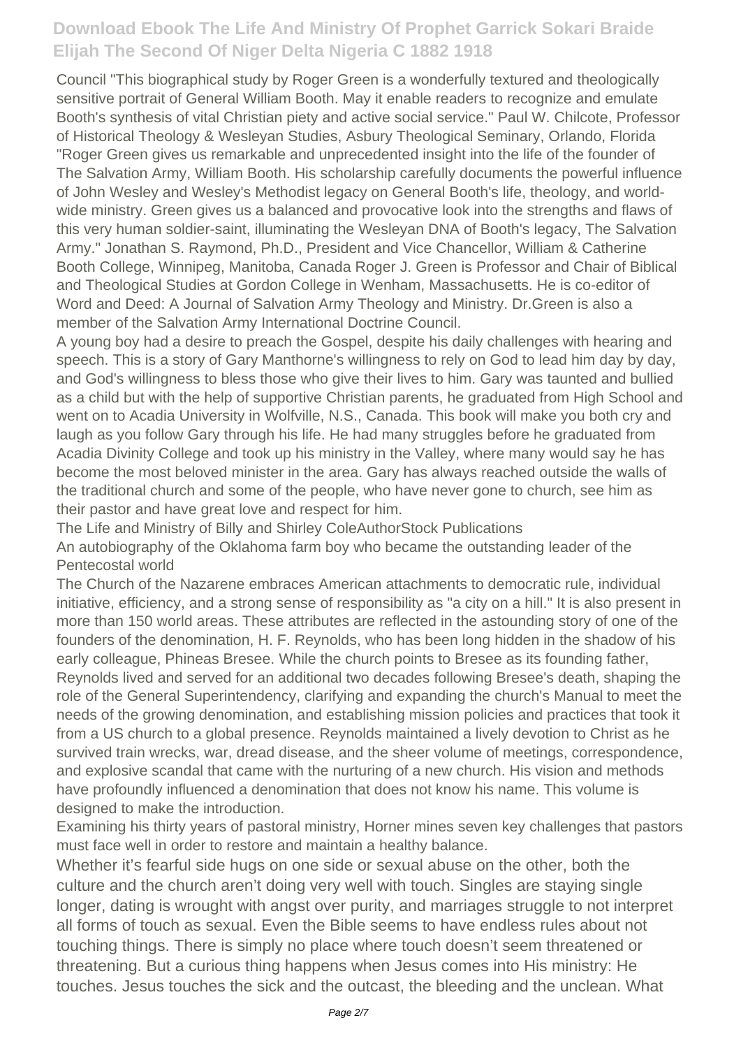Council "This biographical study by Roger Green is a wonderfully textured and theologically sensitive portrait of General William Booth. May it enable readers to recognize and emulate Booth's synthesis of vital Christian piety and active social service." Paul W. Chilcote, Professor of Historical Theology & Wesleyan Studies, Asbury Theological Seminary, Orlando, Florida "Roger Green gives us remarkable and unprecedented insight into the life of the founder of The Salvation Army, William Booth. His scholarship carefully documents the powerful influence of John Wesley and Wesley's Methodist legacy on General Booth's life, theology, and world-wide ministry. Green gives us a balanced and provocative look into the strengths and flaws of this very human soldier-saint, illuminating the Wesleyan DNA of Booth's legacy, The Salvation Army." Jonathan S. Raymond, Ph.D., President and Vice Chancellor, William & Catherine Booth College, Winnipeg, Manitoba, Canada Roger J. Green is Professor and Chair of Biblical and Theological Studies at Gordon College in Wenham, Massachusetts. He is co-editor of Word and Deed: A Journal of Salvation Army Theology and Ministry. Dr.Green is also a member of the Salvation Army International Doctrine Council.

A young boy had a desire to preach the Gospel, despite his daily challenges with hearing and speech. This is a story of Gary Manthorne's willingness to rely on God to lead him day by day, and God's willingness to bless those who give their lives to him. Gary was taunted and bullied as a child but with the help of supportive Christian parents, he graduated from High School and went on to Acadia University in Wolfville, N.S., Canada. This book will make you both cry and laugh as you follow Gary through his life. He had many struggles before he graduated from Acadia Divinity College and took up his ministry in the Valley, where many would say he has become the most beloved minister in the area. Gary has always reached outside the walls of the traditional church and some of the people, who have never gone to church, see him as their pastor and have great love and respect for him.

The Life and Ministry of Billy and Shirley ColeAuthorStock Publications

An autobiography of the Oklahoma farm boy who became the outstanding leader of the Pentecostal world

The Church of the Nazarene embraces American attachments to democratic rule, individual initiative, efficiency, and a strong sense of responsibility as "a city on a hill." It is also present in more than 150 world areas. These attributes are reflected in the astounding story of one of the founders of the denomination, H. F. Reynolds, who has been long hidden in the shadow of his early colleague, Phineas Bresee. While the church points to Bresee as its founding father, Reynolds lived and served for an additional two decades following Bresee's death, shaping the role of the General Superintendency, clarifying and expanding the church's Manual to meet the needs of the growing denomination, and establishing mission policies and practices that took it from a US church to a global presence. Reynolds maintained a lively devotion to Christ as he survived train wrecks, war, dread disease, and the sheer volume of meetings, correspondence, and explosive scandal that came with the nurturing of a new church. His vision and methods have profoundly influenced a denomination that does not know his name. This volume is designed to make the introduction.

Examining his thirty years of pastoral ministry, Horner mines seven key challenges that pastors must face well in order to restore and maintain a healthy balance.

Whether it's fearful side hugs on one side or sexual abuse on the other, both the culture and the church aren't doing very well with touch. Singles are staying single longer, dating is wrought with angst over purity, and marriages struggle to not interpret all forms of touch as sexual. Even the Bible seems to have endless rules about not touching things. There is simply no place where touch doesn't seem threatened or threatening. But a curious thing happens when Jesus comes into His ministry: He touches. Jesus touches the sick and the outcast, the bleeding and the unclean. What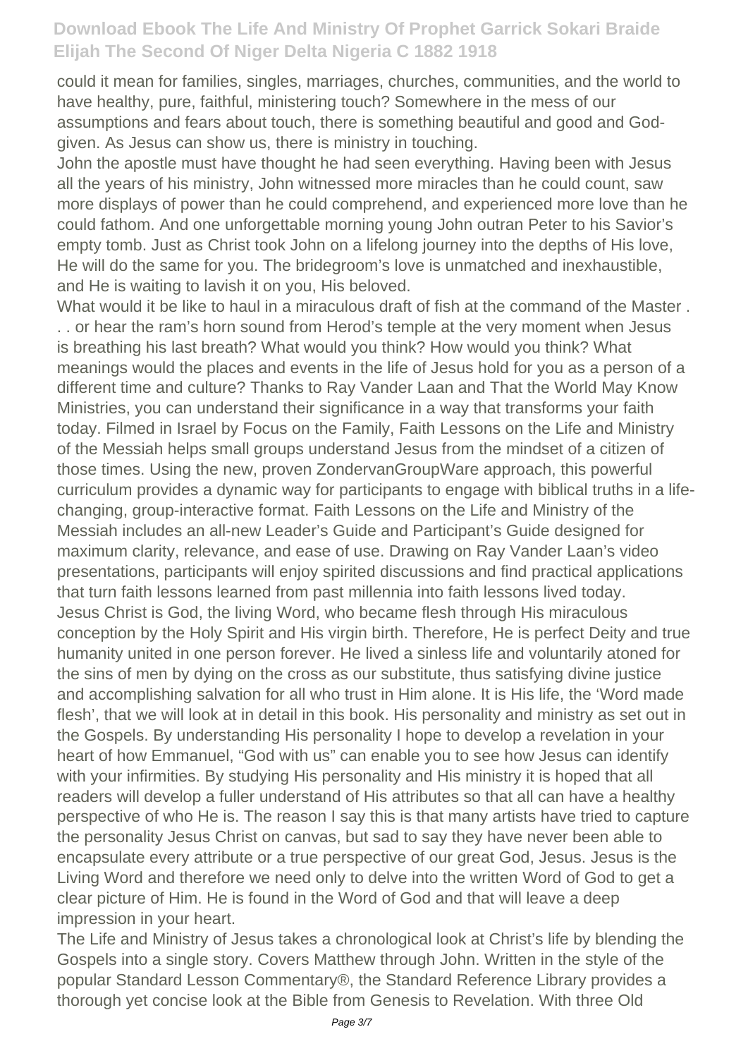could it mean for families, singles, marriages, churches, communities, and the world to have healthy, pure, faithful, ministering touch? Somewhere in the mess of our assumptions and fears about touch, there is something beautiful and good and God-given. As Jesus can show us, there is ministry in touching.

John the apostle must have thought he had seen everything. Having been with Jesus all the years of his ministry, John witnessed more miracles than he could count, saw more displays of power than he could comprehend, and experienced more love than he could fathom. And one unforgettable morning young John outran Peter to his Savior's empty tomb. Just as Christ took John on a lifelong journey into the depths of His love, He will do the same for you. The bridegroom's love is unmatched and inexhaustible, and He is waiting to lavish it on you, His beloved.

What would it be like to haul in a miraculous draft of fish at the command of the Master . . . or hear the ram's horn sound from Herod's temple at the very moment when Jesus is breathing his last breath? What would you think? How would you think? What meanings would the places and events in the life of Jesus hold for you as a person of a different time and culture? Thanks to Ray Vander Laan and That the World May Know Ministries, you can understand their significance in a way that transforms your faith today. Filmed in Israel by Focus on the Family, Faith Lessons on the Life and Ministry of the Messiah helps small groups understand Jesus from the mindset of a citizen of those times. Using the new, proven ZondervanGroupWare approach, this powerful curriculum provides a dynamic way for participants to engage with biblical truths in a life-changing, group-interactive format. Faith Lessons on the Life and Ministry of the Messiah includes an all-new Leader's Guide and Participant's Guide designed for maximum clarity, relevance, and ease of use. Drawing on Ray Vander Laan's video presentations, participants will enjoy spirited discussions and find practical applications that turn faith lessons learned from past millennia into faith lessons lived today.

Jesus Christ is God, the living Word, who became flesh through His miraculous conception by the Holy Spirit and His virgin birth. Therefore, He is perfect Deity and true humanity united in one person forever. He lived a sinless life and voluntarily atoned for the sins of men by dying on the cross as our substitute, thus satisfying divine justice and accomplishing salvation for all who trust in Him alone. It is His life, the 'Word made flesh', that we will look at in detail in this book. His personality and ministry as set out in the Gospels. By understanding His personality I hope to develop a revelation in your heart of how Emmanuel, "God with us" can enable you to see how Jesus can identify with your infirmities. By studying His personality and His ministry it is hoped that all readers will develop a fuller understand of His attributes so that all can have a healthy perspective of who He is. The reason I say this is that many artists have tried to capture the personality Jesus Christ on canvas, but sad to say they have never been able to encapsulate every attribute or a true perspective of our great God, Jesus. Jesus is the Living Word and therefore we need only to delve into the written Word of God to get a clear picture of Him. He is found in the Word of God and that will leave a deep impression in your heart.

The Life and Ministry of Jesus takes a chronological look at Christ's life by blending the Gospels into a single story. Covers Matthew through John. Written in the style of the popular Standard Lesson Commentary®, the Standard Reference Library provides a thorough yet concise look at the Bible from Genesis to Revelation. With three Old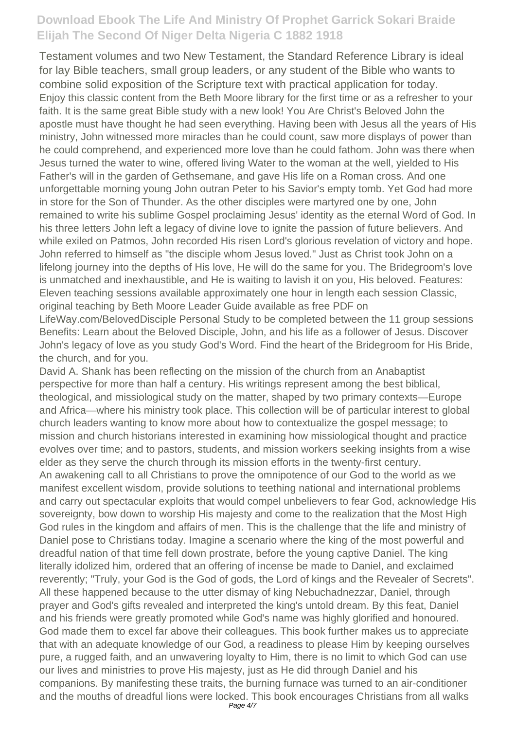Testament volumes and two New Testament, the Standard Reference Library is ideal for lay Bible teachers, small group leaders, or any student of the Bible who wants to combine solid exposition of the Scripture text with practical application for today.

Enjoy this classic content from the Beth Moore library for the first time or as a refresher to your faith. It is the same great Bible study with a new look! You Are Christ's Beloved John the apostle must have thought he had seen everything. Having been with Jesus all the years of His ministry, John witnessed more miracles than he could count, saw more displays of power than he could comprehend, and experienced more love than he could fathom. John was there when Jesus turned the water to wine, offered living Water to the woman at the well, yielded to His Father's will in the garden of Gethsemane, and gave His life on a Roman cross. And one unforgettable morning young John outran Peter to his Savior's empty tomb. Yet God had more in store for the Son of Thunder. As the other disciples were martyred one by one, John remained to write his sublime Gospel proclaiming Jesus' identity as the eternal Word of God. In his three letters John left a legacy of divine love to ignite the passion of future believers. And while exiled on Patmos, John recorded His risen Lord's glorious revelation of victory and hope. John referred to himself as "the disciple whom Jesus loved." Just as Christ took John on a lifelong journey into the depths of His love, He will do the same for you. The Bridegroom's love is unmatched and inexhaustible, and He is waiting to lavish it on you, His beloved. Features: Eleven teaching sessions available approximately one hour in length each session Classic, original teaching by Beth Moore Leader Guide available as free PDF on LifeWay.com/BelovedDisciple Personal Study to be completed between the 11 group sessions Benefits: Learn about the Beloved Disciple, John, and his life as a follower of Jesus. Discover John's legacy of love as you study God's Word. Find the heart of the Bridegroom for His Bride, the church, and for you.

David A. Shank has been reflecting on the mission of the church from an Anabaptist perspective for more than half a century. His writings represent among the best biblical, theological, and missiological study on the matter, shaped by two primary contexts—Europe and Africa—where his ministry took place. This collection will be of particular interest to global church leaders wanting to know more about how to contextualize the gospel message; to mission and church historians interested in examining how missiological thought and practice evolves over time; and to pastors, students, and mission workers seeking insights from a wise elder as they serve the church through its mission efforts in the twenty-first century.

An awakening call to all Christians to prove the omnipotence of our God to the world as we manifest excellent wisdom, provide solutions to teething national and international problems and carry out spectacular exploits that would compel unbelievers to fear God, acknowledge His sovereignty, bow down to worship His majesty and come to the realization that the Most High God rules in the kingdom and affairs of men. This is the challenge that the life and ministry of Daniel pose to Christians today. Imagine a scenario where the king of the most powerful and dreadful nation of that time fell down prostrate, before the young captive Daniel. The king literally idolized him, ordered that an offering of incense be made to Daniel, and exclaimed reverently; "Truly, your God is the God of gods, the Lord of kings and the Revealer of Secrets". All these happened because to the utter dismay of king Nebuchadnezzar, Daniel, through prayer and God's gifts revealed and interpreted the king's untold dream. By this feat, Daniel and his friends were greatly promoted while God's name was highly glorified and honoured. God made them to excel far above their colleagues. This book further makes us to appreciate that with an adequate knowledge of our God, a readiness to please Him by keeping ourselves pure, a rugged faith, and an unwavering loyalty to Him, there is no limit to which God can use our lives and ministries to prove His majesty, just as He did through Daniel and his companions. By manifesting these traits, the burning furnace was turned to an air-conditioner and the mouths of dreadful lions were locked. This book encourages Christians from all walks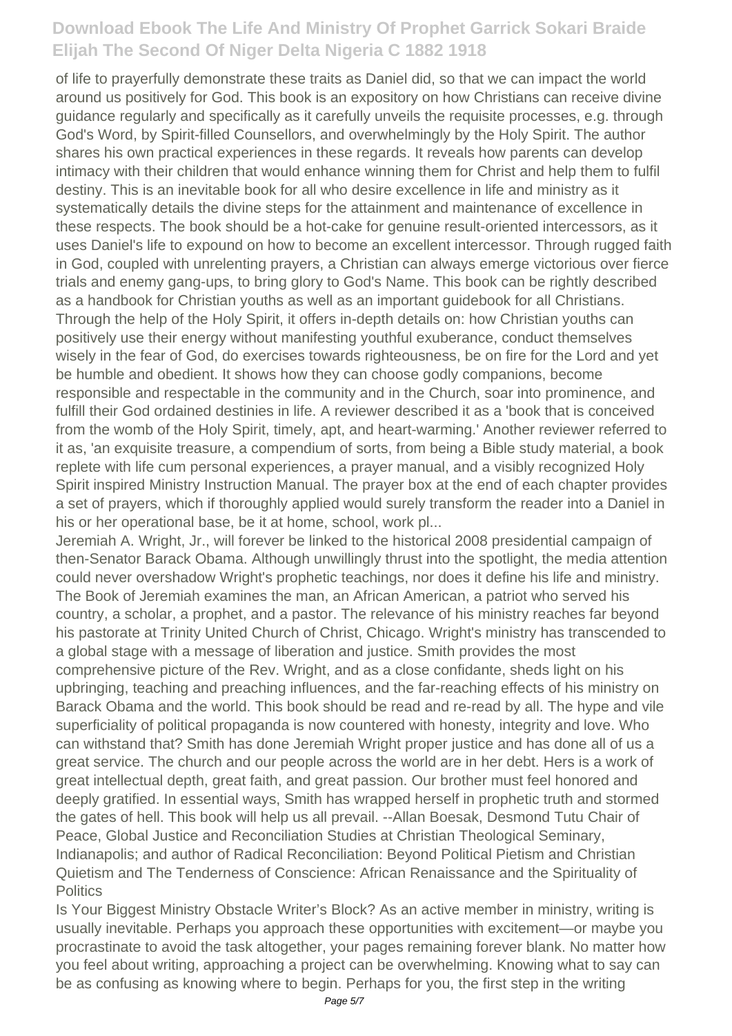of life to prayerfully demonstrate these traits as Daniel did, so that we can impact the world around us positively for God. This book is an expository on how Christians can receive divine guidance regularly and specifically as it carefully unveils the requisite processes, e.g. through God's Word, by Spirit-filled Counsellors, and overwhelmingly by the Holy Spirit. The author shares his own practical experiences in these regards. It reveals how parents can develop intimacy with their children that would enhance winning them for Christ and help them to fulfil destiny. This is an inevitable book for all who desire excellence in life and ministry as it systematically details the divine steps for the attainment and maintenance of excellence in these respects. The book should be a hot-cake for genuine result-oriented intercessors, as it uses Daniel's life to expound on how to become an excellent intercessor. Through rugged faith in God, coupled with unrelenting prayers, a Christian can always emerge victorious over fierce trials and enemy gang-ups, to bring glory to God's Name. This book can be rightly described as a handbook for Christian youths as well as an important guidebook for all Christians. Through the help of the Holy Spirit, it offers in-depth details on: how Christian youths can positively use their energy without manifesting youthful exuberance, conduct themselves wisely in the fear of God, do exercises towards righteousness, be on fire for the Lord and yet be humble and obedient. It shows how they can choose godly companions, become responsible and respectable in the community and in the Church, soar into prominence, and fulfill their God ordained destinies in life. A reviewer described it as a 'book that is conceived from the womb of the Holy Spirit, timely, apt, and heart-warming.' Another reviewer referred to it as, 'an exquisite treasure, a compendium of sorts, from being a Bible study material, a book replete with life cum personal experiences, a prayer manual, and a visibly recognized Holy Spirit inspired Ministry Instruction Manual. The prayer box at the end of each chapter provides a set of prayers, which if thoroughly applied would surely transform the reader into a Daniel in his or her operational base, be it at home, school, work pl...

Jeremiah A. Wright, Jr., will forever be linked to the historical 2008 presidential campaign of then-Senator Barack Obama. Although unwillingly thrust into the spotlight, the media attention could never overshadow Wright's prophetic teachings, nor does it define his life and ministry. The Book of Jeremiah examines the man, an African American, a patriot who served his country, a scholar, a prophet, and a pastor. The relevance of his ministry reaches far beyond his pastorate at Trinity United Church of Christ, Chicago. Wright's ministry has transcended to a global stage with a message of liberation and justice. Smith provides the most comprehensive picture of the Rev. Wright, and as a close confidante, sheds light on his upbringing, teaching and preaching influences, and the far-reaching effects of his ministry on Barack Obama and the world. This book should be read and re-read by all. The hype and vile superficiality of political propaganda is now countered with honesty, integrity and love. Who can withstand that? Smith has done Jeremiah Wright proper justice and has done all of us a great service. The church and our people across the world are in her debt. Hers is a work of great intellectual depth, great faith, and great passion. Our brother must feel honored and deeply gratified. In essential ways, Smith has wrapped herself in prophetic truth and stormed the gates of hell. This book will help us all prevail. --Allan Boesak, Desmond Tutu Chair of Peace, Global Justice and Reconciliation Studies at Christian Theological Seminary, Indianapolis; and author of Radical Reconciliation: Beyond Political Pietism and Christian Quietism and The Tenderness of Conscience: African Renaissance and the Spirituality of Politics

Is Your Biggest Ministry Obstacle Writer's Block? As an active member in ministry, writing is usually inevitable. Perhaps you approach these opportunities with excitement—or maybe you procrastinate to avoid the task altogether, your pages remaining forever blank. No matter how you feel about writing, approaching a project can be overwhelming. Knowing what to say can be as confusing as knowing where to begin. Perhaps for you, the first step in the writing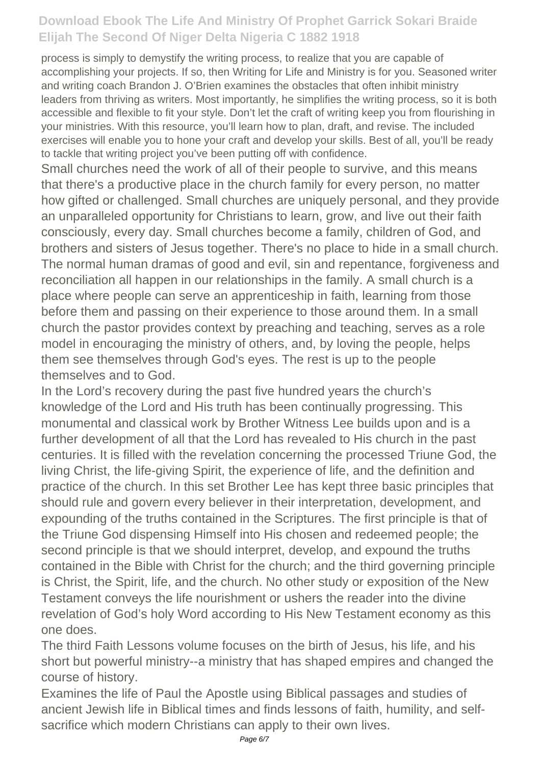process is simply to demystify the writing process, to realize that you are capable of accomplishing your projects. If so, then Writing for Life and Ministry is for you. Seasoned writer and writing coach Brandon J. O'Brien examines the obstacles that often inhibit ministry leaders from thriving as writers. Most importantly, he simplifies the writing process, so it is both accessible and flexible to fit your style. Don't let the craft of writing keep you from flourishing in your ministries. With this resource, you'll learn how to plan, draft, and revise. The included exercises will enable you to hone your craft and develop your skills. Best of all, you'll be ready to tackle that writing project you've been putting off with confidence.

Small churches need the work of all of their people to survive, and this means that there's a productive place in the church family for every person, no matter how gifted or challenged. Small churches are uniquely personal, and they provide an unparalleled opportunity for Christians to learn, grow, and live out their faith consciously, every day. Small churches become a family, children of God, and brothers and sisters of Jesus together. There's no place to hide in a small church. The normal human dramas of good and evil, sin and repentance, forgiveness and reconciliation all happen in our relationships in the family. A small church is a place where people can serve an apprenticeship in faith, learning from those before them and passing on their experience to those around them. In a small church the pastor provides context by preaching and teaching, serves as a role model in encouraging the ministry of others, and, by loving the people, helps them see themselves through God's eyes. The rest is up to the people themselves and to God.

In the Lord's recovery during the past five hundred years the church's knowledge of the Lord and His truth has been continually progressing. This monumental and classical work by Brother Witness Lee builds upon and is a further development of all that the Lord has revealed to His church in the past centuries. It is filled with the revelation concerning the processed Triune God, the living Christ, the life-giving Spirit, the experience of life, and the definition and practice of the church. In this set Brother Lee has kept three basic principles that should rule and govern every believer in their interpretation, development, and expounding of the truths contained in the Scriptures. The first principle is that of the Triune God dispensing Himself into His chosen and redeemed people; the second principle is that we should interpret, develop, and expound the truths contained in the Bible with Christ for the church; and the third governing principle is Christ, the Spirit, life, and the church. No other study or exposition of the New Testament conveys the life nourishment or ushers the reader into the divine revelation of God's holy Word according to His New Testament economy as this one does.

The third Faith Lessons volume focuses on the birth of Jesus, his life, and his short but powerful ministry--a ministry that has shaped empires and changed the course of history.

Examines the life of Paul the Apostle using Biblical passages and studies of ancient Jewish life in Biblical times and finds lessons of faith, humility, and self-sacrifice which modern Christians can apply to their own lives.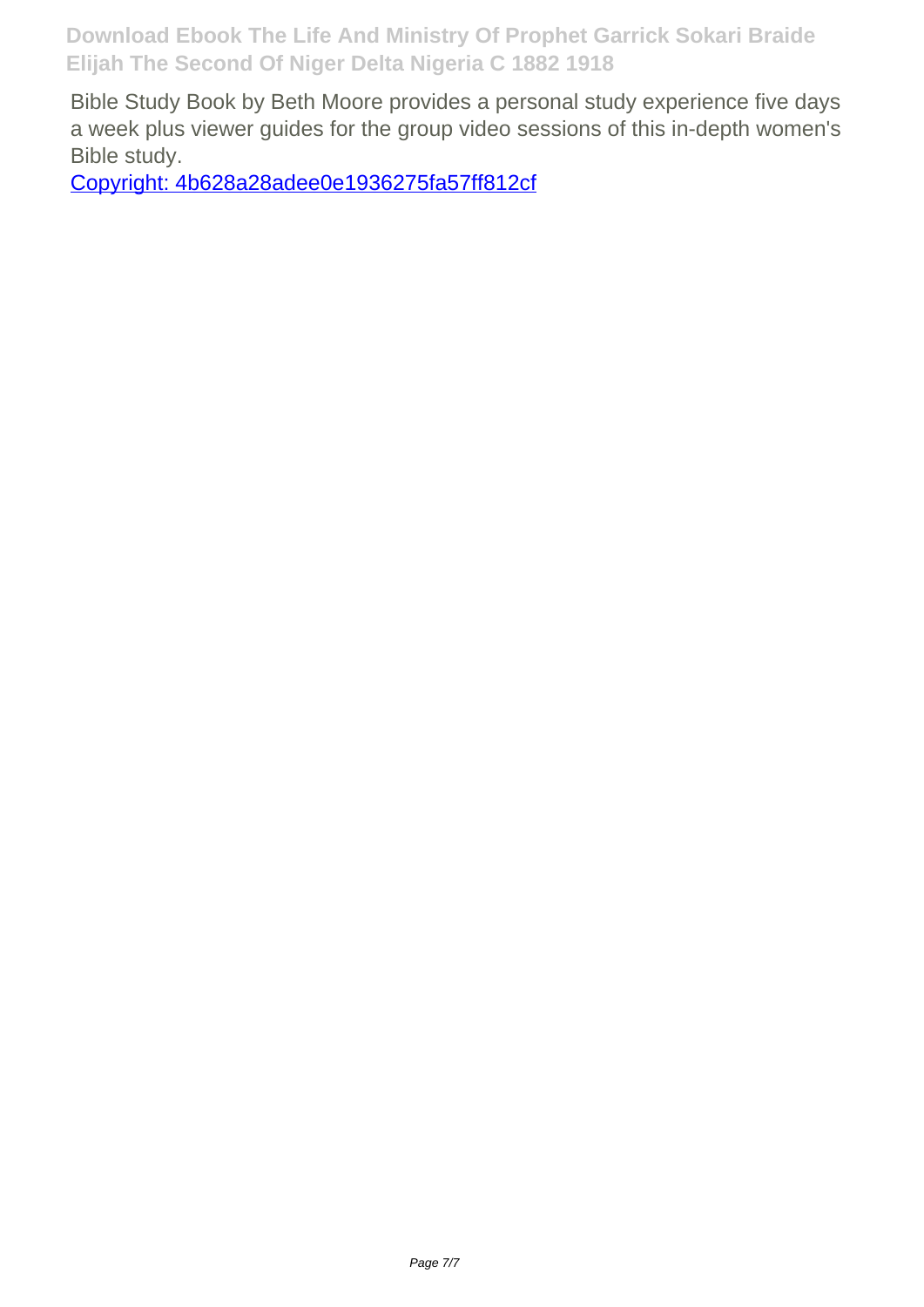Bible Study Book by Beth Moore provides a personal study experience five days a week plus viewer guides for the group video sessions of this in-depth women's Bible study.

Copyright: 4b628a28adee0e1936275fa57ff812cf